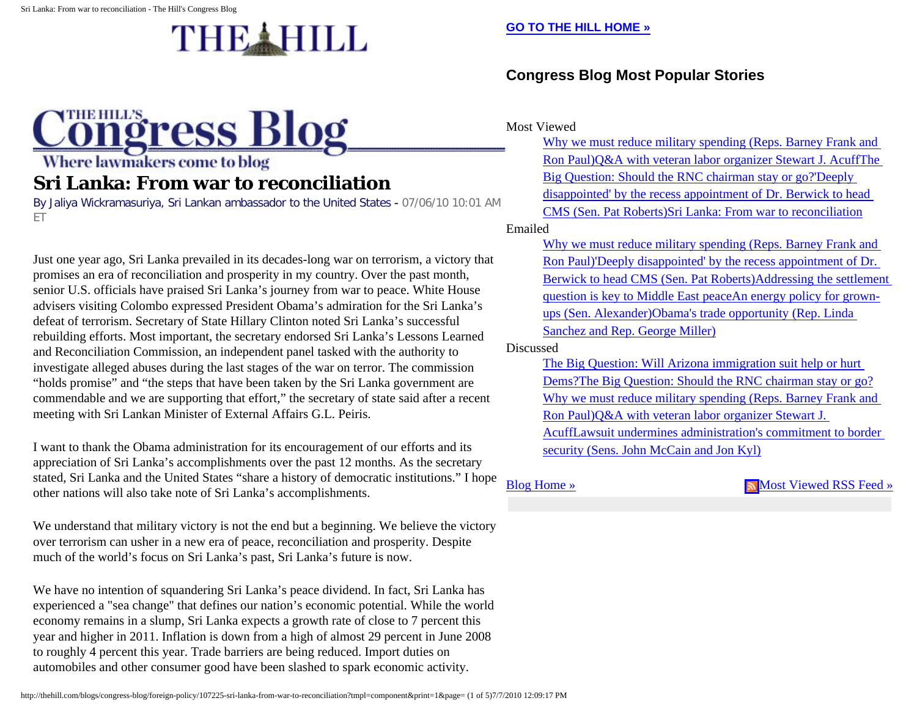# THE HILL

**GO TO THE HILL HOME »**

## Congress Blog Most Popular Stories

Most Viewed

- Why we must reduce military spending (Reps. Barney Frank and Ron Paul)
- Q&A with veteran labor organizer Stewart J. Acuff
- The Big Question: Should the RNC chairman stay or go?
- 'Deeply disappointed' by the recess appointment of Dr. Berwick to head CMS (Sen. Pat Roberts)
- Sri Lanka: From war to reconciliation

Emailed

- Why we must reduce military spending (Reps. Barney Frank and Ron Paul)
- 'Deeply disappointed' by the recess appointment of Dr. Berwick to head CMS (Sen. Pat Roberts)
- Addressing the settlement question is key to Middle East peace
- An energy policy for grown-ups (Sen. Alexander)
- Obama's trade opportunity (Rep. Linda Sanchez and Rep. George Miller)

Discussed

- The Big Question: Will Arizona immigration suit help or hurt Dems?
- The Big Question: Should the RNC chairman stay or go?
- Why we must reduce military spending (Reps. Barney Frank and Ron Paul)
- Q&A with veteran labor organizer Stewart J. Acuff
- Lawsuit undermines administration's commitment to border security (Sens. John McCain and Jon Kyl)

Blog Home » | Most Viewed RSS Feed »

THE HILL'S Congress Blog

Where lawmakers come to blog

# Sri Lanka: From war to reconciliation

By Jaliya Wickramasuriya, Sri Lankan ambassador to the United States - 07/06/10 10:01 AM ET

Just one year ago, Sri Lanka prevailed in its decades-long war on terrorism, a victory that promises an era of reconciliation and prosperity in my country. Over the past month, senior U.S. officials have praised Sri Lanka's journey from war to peace. White House advisers visiting Colombo expressed President Obama's admiration for the Sri Lanka's defeat of terrorism. Secretary of State Hillary Clinton noted Sri Lanka's successful rebuilding efforts. Most important, the secretary endorsed Sri Lanka's Lessons Learned and Reconciliation Commission, an independent panel tasked with the authority to investigate alleged abuses during the last stages of the war on terror. The commission "holds promise" and "the steps that have been taken by the Sri Lanka government are commendable and we are supporting that effort," the secretary of state said after a recent meeting with Sri Lankan Minister of External Affairs G.L. Peiris.

I want to thank the Obama administration for its encouragement of our efforts and its appreciation of Sri Lanka's accomplishments over the past 12 months. As the secretary stated, Sri Lanka and the United States "share a history of democratic institutions." I hope other nations will also take note of Sri Lanka's accomplishments.

We understand that military victory is not the end but a beginning. We believe the victory over terrorism can usher in a new era of peace, reconciliation and prosperity. Despite much of the world's focus on Sri Lanka's past, Sri Lanka's future is now.

We have no intention of squandering Sri Lanka's peace dividend. In fact, Sri Lanka has experienced a "sea change" that defines our nation's economic potential. While the world economy remains in a slump, Sri Lanka expects a growth rate of close to 7 percent this year and higher in 2011. Inflation is down from a high of almost 29 percent in June 2008 to roughly 4 percent this year. Trade barriers are being reduced. Import duties on automobiles and other consumer good have been slashed to spark economic activity.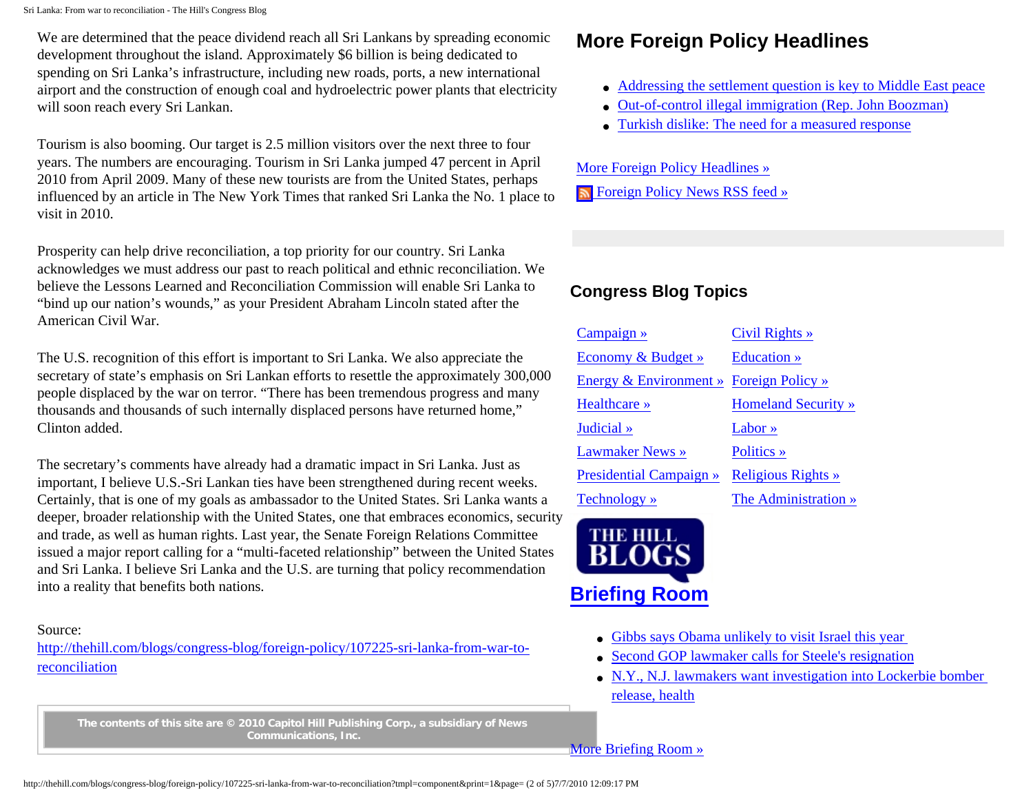We are determined that the peace dividend reach all Sri Lankans by spreading economic development throughout the island. Approximately $6 billion is being dedicated to spending on Sri Lanka's infrastructure, including new roads, ports, a new international airport and the construction of enough coal and hydroelectric power plants that electricity will soon reach every Sri Lankan.

Tourism is also booming. Our target is 2.5 million visitors over the next three to four years. The numbers are encouraging. Tourism in Sri Lanka jumped 47 percent in April 2010 from April 2009. Many of these new tourists are from the United States, perhaps influenced by an article in The New York Times that ranked Sri Lanka the No. 1 place to visit in 2010.

Prosperity can help drive reconciliation, a top priority for our country. Sri Lanka acknowledges we must address our past to reach political and ethnic reconciliation. We believe the Lessons Learned and Reconciliation Commission will enable Sri Lanka to "bind up our nation's wounds," as your President Abraham Lincoln stated after the American Civil War.

The U.S. recognition of this effort is important to Sri Lanka. We also appreciate the secretary of state's emphasis on Sri Lankan efforts to resettle the approximately 300,000 people displaced by the war on terror. "There has been tremendous progress and many thousands and thousands of such internally displaced persons have returned home," Clinton added.

The secretary's comments have already had a dramatic impact in Sri Lanka. Just as important, I believe U.S.-Sri Lankan ties have been strengthened during recent weeks. Certainly, that is one of my goals as ambassador to the United States. Sri Lanka wants a deeper, broader relationship with the United States, one that embraces economics, security and trade, as well as human rights. Last year, the Senate Foreign Relations Committee issued a major report calling for a "multi-faceted relationship" between the United States and Sri Lanka. I believe Sri Lanka and the U.S. are turning that policy recommendation into a reality that benefits both nations.

Source:
http://thehill.com/blogs/congress-blog/foreign-policy/107225-sri-lanka-from-war-to-reconciliation

The contents of this site are © 2010 Capitol Hill Publishing Corp., a subsidiary of News Communications, Inc.

## More Foreign Policy Headlines

- Addressing the settlement question is key to Middle East peace
- Out-of-control illegal immigration (Rep. John Boozman)
- Turkish dislike: The need for a measured response

More Foreign Policy Headlines »

Foreign Policy News RSS feed »

### Congress Blog Topics

| | |
|---|---|
| Campaign » | Civil Rights » |
| Economy & Budget » | Education » |
| Energy & Environment » | Foreign Policy » |
| Healthcare » | Homeland Security » |
| Judicial » | Labor » |
| Lawmaker News » | Politics » |
| Presidential Campaign » | Religious Rights » |
| Technology » | The Administration » |

THE HILL BLOGS

## Briefing Room

- Gibbs says Obama unlikely to visit Israel this year
- Second GOP lawmaker calls for Steele's resignation
- N.Y., N.J. lawmakers want investigation into Lockerbie bomber release, health

More Briefing Room »